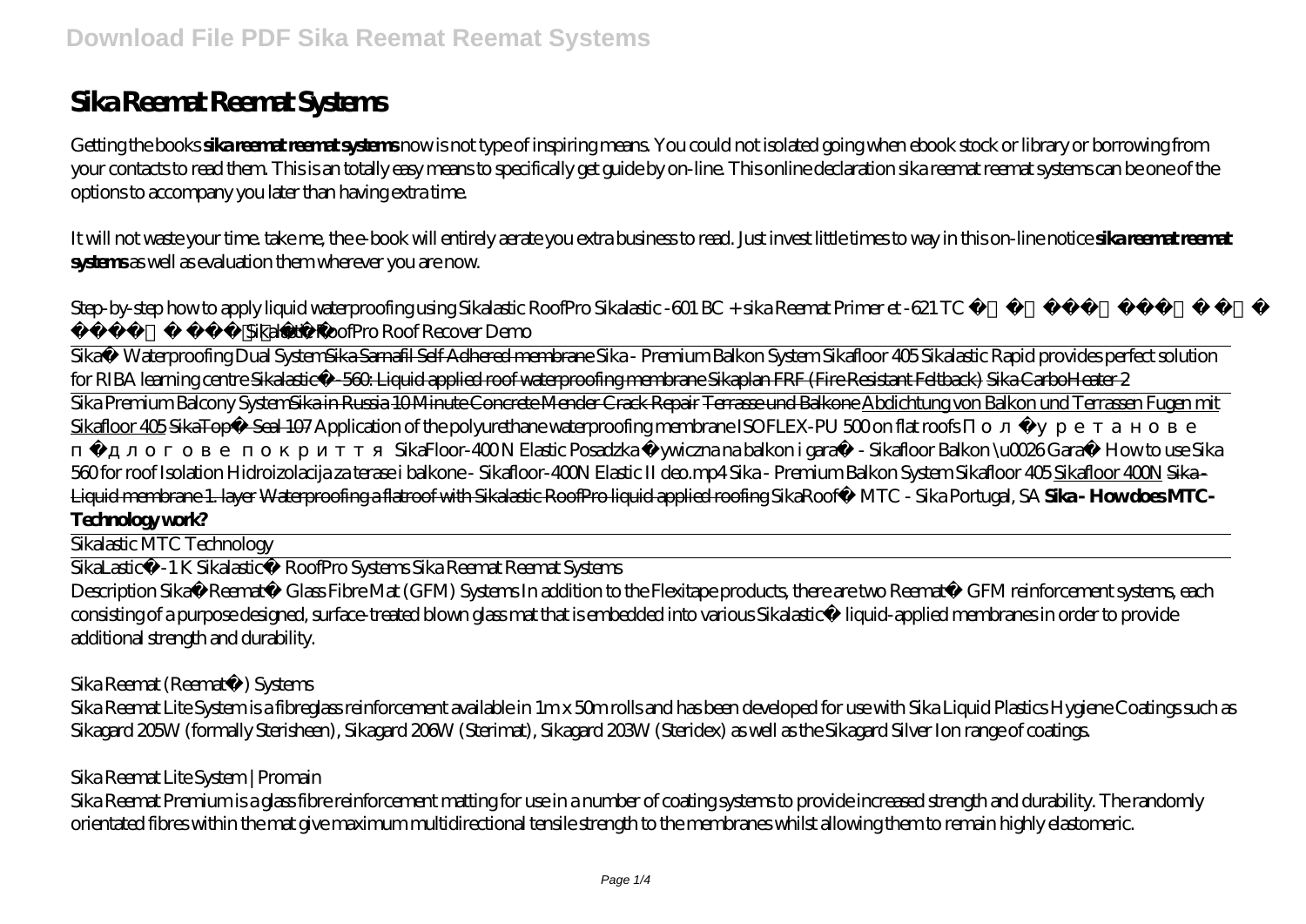# Sika Reemat Reemat Systems

Getting the books **sika reemat reemat systems** now is not type of inspiring means. You could not isolated going when ebook stock or library or borrowing from your contacts to read them. This is an totally easy means to specifically get guide by on-line. This online declaration sika reemat reemat systems can be one of the options to accompany you later than having extra time.

It will not waste your time. take me, the e-book will entirely aerate you extra business to read. Just invest little times to way in this on-line notice **sika reemat reemat systems** as well as evaluation them wherever you are now.

*Step-by-step how to apply liquid waterproofing using Sikalastic RoofPro Sikalastic -601 BC + sika Reemat Primer et -621 TC Sikalastic RoofPro Roof Recover Demo*

~~Sika® Waterproofing Dual System~~~~Sika Sarnafil Self Adhered membrane~~ *Sika - Premium Balkon System Sikafloor 405 Sikalastic Rapid provides perfect solution for RIBA learning centre* ~~Sikalastic®-560: Liquid applied roof waterproofing membrane~~ ~~Sikaplan FRF (Fire Resistant Feltback)~~ ~~Sika CarboHeater 2~~

Sika Premium Balcony System~~Sika in Russia~~ ~~10 Minute Concrete Mender Crack Repair~~ ~~Terrasse und Balkone~~ Abdichtung von Balkon und Terrassen Fugen mit Sikafloor 405 ~~SikaTop® Seal 107~~ *Application of the polyurethane waterproofing membrane ISOFLEX-PU 500 on flat roofs Поліуретанове підлогове покриття SikaFloor-400 N Elastic Posadzka żywiczna na balkon i garaż - Sikafloor Balkon \u0026 Garaż How to use Sika 560 for roof Isolation Hidroizolacija za terase i balkone - Sikafloor-400N Elastic II deo.mp4 Sika - Premium Balkon System Sikafloor 405* Sikafloor 400N ~~Sika - Liquid membrane 1. layer~~ ~~Waterproofing a flatroof with Sikalastic RoofPro liquid applied roofing~~ *SikaRoof® MTC - Sika Portugal, SA* **Sika - How does MTC-Technology work?**

Sikalastic MTC Technology

SikaLastic®-1 K Sikalastic® RoofPro Systems *Sika Reemat Reemat Systems*

Description Sika® Reemat® Glass Fibre Mat (GFM) Systems In addition to the Flexitape products, there are two Reemat® GFM reinforcement systems, each consisting of a purpose designed, surface-treated blown glass mat that is embedded into various Sikalastic® liquid-applied membranes in order to provide additional strength and durability.

*Sika Reemat (Reemat®) Systems*

Sika Reemat Lite System is a fibreglass reinforcement available in 1m x 50m rolls and has been developed for use with Sika Liquid Plastics Hygiene Coatings such as Sikagard 205W (formally Sterisheen), Sikagard 206W (Sterimat), Sikagard 203W (Steridex) as well as the Sikagard Silver Ion range of coatings.

*Sika Reemat Lite System | Promain*

Sika Reemat Premium is a glass fibre reinforcement matting for use in a number of coating systems to provide increased strength and durability. The randomly orientated fibres within the mat give maximum multidirectional tensile strength to the membranes whilst allowing them to remain highly elastomeric.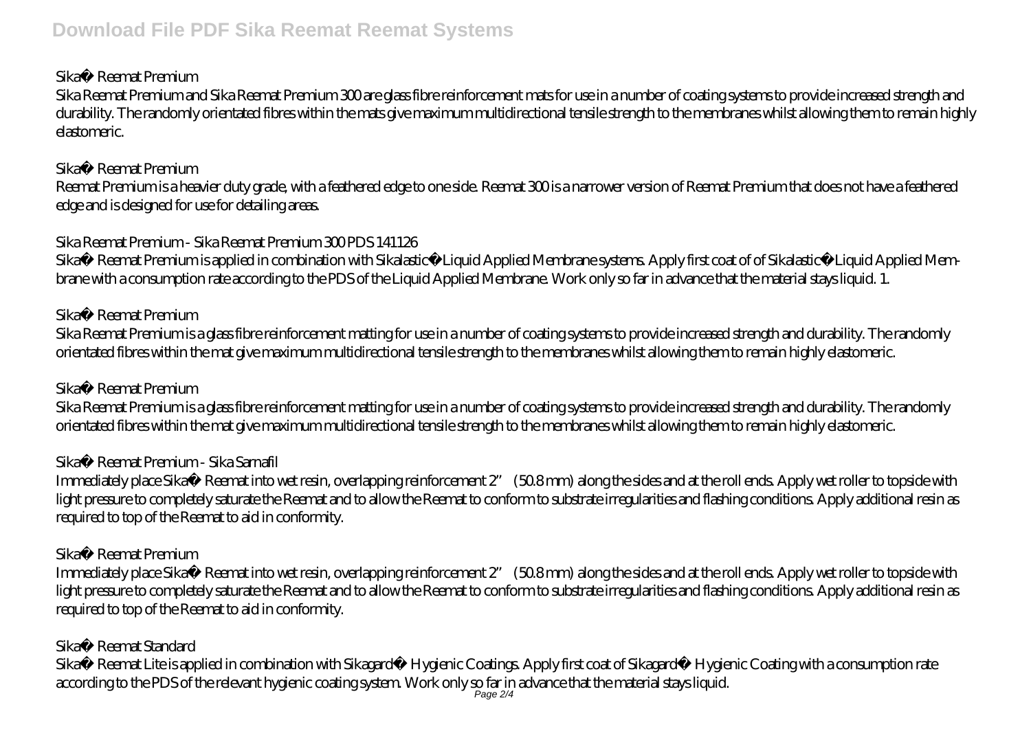### Sika® Reemat Premium

Sika Reemat Premium and Sika Reemat Premium 300 are glass fibre reinforcement mats for use in a number of coating systems to provide increased strength and durability. The randomly orientated fibres within the mats give maximum multidirectional tensile strength to the membranes whilst allowing them to remain highly elastomeric.

### Sika® Reemat Premium

Reemat Premium is a heavier duty grade, with a feathered edge to one side. Reemat 300 is a narrower version of Reemat Premium that does not have a feathered edge and is designed for use for detailing areas.

### Sika Reemat Premium - Sika Reemat Premium 300 PDS 141126

Sika® Reemat Premium is applied in combination with Sikalastic® Liquid Applied Membrane systems. Apply first coat of of Sikalastic® Liquid Applied Membrane with a consumption rate according to the PDS of the Liquid Applied Membrane. Work only so far in advance that the material stays liquid. 1.

### Sika® Reemat Premium

Sika Reemat Premium is a glass fibre reinforcement matting for use in a number of coating systems to provide increased strength and durability. The randomly orientated fibres within the mat give maximum multidirectional tensile strength to the membranes whilst allowing them to remain highly elastomeric.

### Sika® Reemat Premium

Sika Reemat Premium is a glass fibre reinforcement matting for use in a number of coating systems to provide increased strength and durability. The randomly orientated fibres within the mat give maximum multidirectional tensile strength to the membranes whilst allowing them to remain highly elastomeric.

### Sika® Reemat Premium - Sika Sarnafil

Immediately place Sika® Reemat into wet resin, overlapping reinforcement 2" (50.8 mm) along the sides and at the roll ends. Apply wet roller to topside with light pressure to completely saturate the Reemat and to allow the Reemat to conform to substrate irregularities and flashing conditions. Apply additional resin as required to top of the Reemat to aid in conformity.

### Sika® Reemat Premium

Immediately place Sika® Reemat into wet resin, overlapping reinforcement 2" (50.8 mm) along the sides and at the roll ends. Apply wet roller to topside with light pressure to completely saturate the Reemat and to allow the Reemat to conform to substrate irregularities and flashing conditions. Apply additional resin as required to top of the Reemat to aid in conformity.

### Sika® Reemat Standard

Sika® Reemat Lite is applied in combination with Sikagard® Hygienic Coatings. Apply first coat of Sikagard® Hygienic Coating with a consumption rate according to the PDS of the relevant hygienic coating system. Work only so far in advance that the material stays liquid.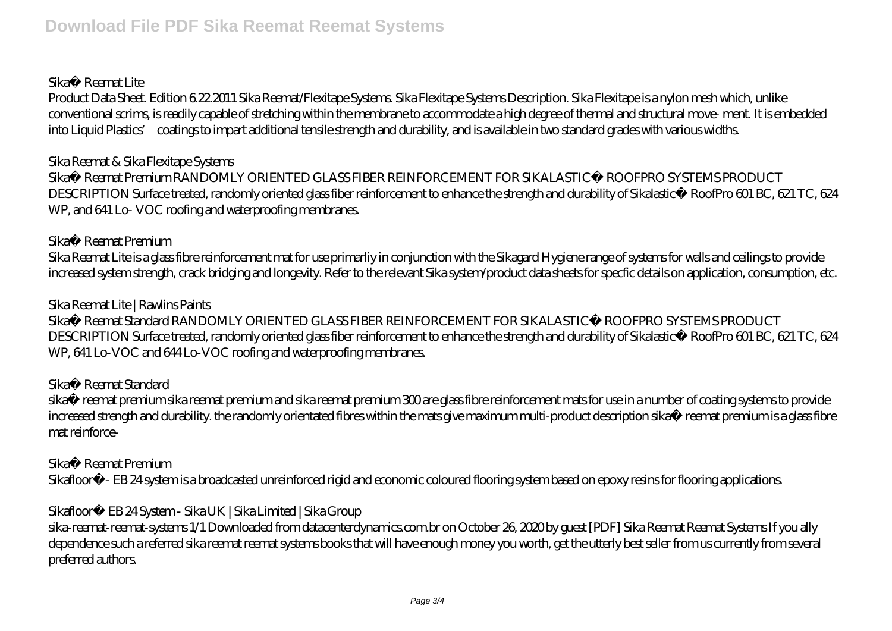### Sika® Reemat Lite

Product Data Sheet. Edition 6.22.2011 Sika Reemat/Flexitape Systems. Sika Flexitape Systems Description. Sika Flexitape is a nylon mesh which, unlike conventional scrims, is readily capable of stretching within the membrane to accommodate a high degree of thermal and structural move- ment. It is embedded into Liquid Plastics' coatings to impart additional tensile strength and durability, and is available in two standard grades with various widths.

### Sika Reemat & Sika Flexitape Systems

Sika® Reemat Premium RANDOMLY ORIENTED GLASS FIBER REINFORCEMENT FOR SIKALASTIC® ROOFPRO SYSTEMS PRODUCT DESCRIPTION Surface treated, randomly oriented glass fiber reinforcement to enhance the strength and durability of Sikalastic® RoofPro 601 BC, 621 TC, 624 WP, and 641 Lo- VOC roofing and waterproofing membranes.

### Sika® Reemat Premium

Sika Reemat Lite is a glass fibre reinforcement mat for use primarliy in conjunction with the Sikagard Hygiene range of systems for walls and ceilings to provide increased system strength, crack bridging and longevity. Refer to the relevant Sika system/product data sheets for specfic details on application, consumption, etc.

### Sika Reemat Lite | Rawlins Paints

Sika® Reemat Standard RANDOMLY ORIENTED GLASS FIBER REINFORCEMENT FOR SIKALASTIC® ROOFPRO SYSTEMS PRODUCT DESCRIPTION Surface treated, randomly oriented glass fiber reinforcement to enhance the strength and durability of Sikalastic® RoofPro 601 BC, 621 TC, 624 WP, 641 Lo-VOC and 644 Lo-VOC roofing and waterproofing membranes.

### Sika® Reemat Standard

sika® reemat premium sika reemat premium and sika reemat premium 300 are glass fibre reinforcement mats for use in a number of coating systems to provide increased strength and durability. the randomly orientated fibres within the mats give maximum multi-product description sika® reemat premium is a glass fibre mat reinforce-

### Sika® Reemat Premium

Sikafloor®- EB 24 system is a broadcasted unreinforced rigid and economic coloured flooring system based on epoxy resins for flooring applications.

### Sikafloor® EB 24 System - Sika UK | Sika Limited | Sika Group

sika-reemat-reemat-systems 1/1 Downloaded from datacenterdynamics.com.br on October 26, 2020 by guest [PDF] Sika Reemat Reemat Systems If you ally dependence such a referred sika reemat reemat systems books that will have enough money you worth, get the utterly best seller from us currently from several preferred authors.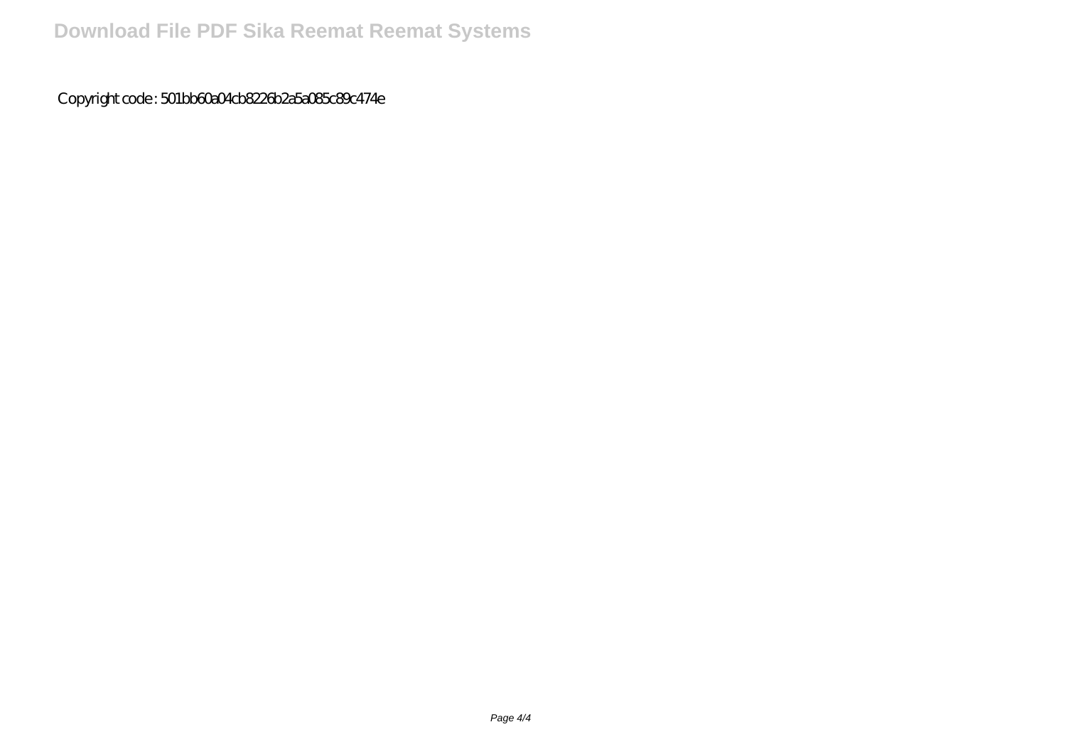Copyright code : 501bb60a04cb8226b2a5a085c89c474e